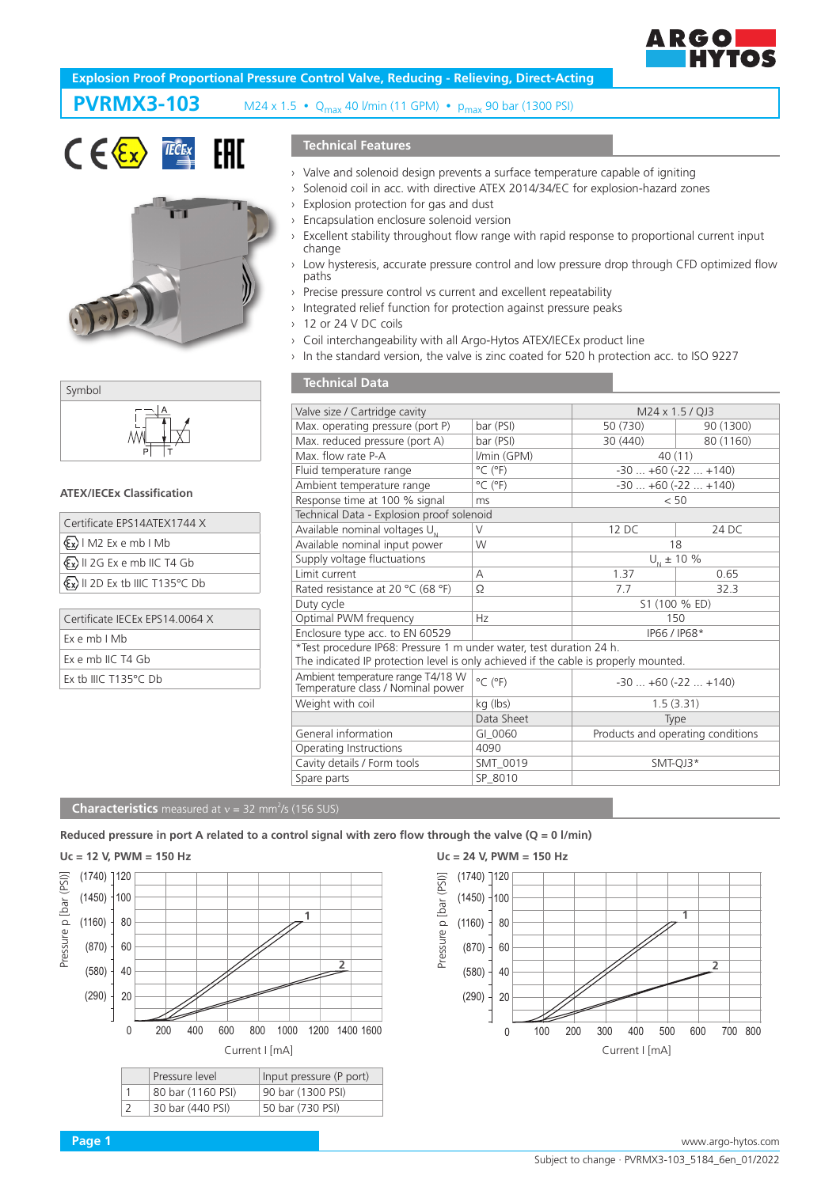# Explosion Proof Proportional Pressure Control Valve, Reducing - Relieving, Direct-Acting

## PVRMX3-103

M24 x 1.5 • $Q_{max}$ 40 l/min (11 GPM) • $p_{max}$ 90 bar (1300 PSI)

### Technical Features

- Valve and solenoid design prevents a surface temperature capable of igniting
- Solenoid coil in acc. with directive ATEX 2014/34/EC for explosion-hazard zones
- Explosion protection for gas and dust
- Encapsulation enclosure solenoid version
- Excellent stability throughout flow range with rapid response to proportional current input change
- Low hysteresis, accurate pressure control and low pressure drop through CFD optimized flow paths
- Precise pressure control vs current and excellent repeatability
- Integrated relief function for protection against pressure peaks
- 12 or 24 V DC coils
- Coil interchangeability with all Argo-Hytos ATEX/IECEx product line
- In the standard version, the valve is zinc coated for 520 h protection acc. to ISO 9227

### Symbol

### ATEX/IECEx Classification

| Certificate EPS14ATEX1744 X |
|---|
| Ex I M2 Ex e mb I Mb |
| Ex II 2G Ex e mb IIC T4 Gb |
| Ex II 2D Ex tb IIIC T135°C Db |

| Certificate IECEx EPS14.0064 X |
|---|
| Ex e mb I Mb |
| Ex e mb IIC T4 Gb |
| Ex tb IIIC T135°C Db |

### Technical Data

| Valve size / Cartridge cavity | | M24 x 1.5 / QJ3 | |
|---|---|---|---|
| Max. operating pressure (port P) | bar (PSI) | 50 (730) | 90 (1300) |
| Max. reduced pressure (port A) | bar (PSI) | 30 (440) | 80 (1160) |
| Max. flow rate P-A | l/min (GPM) | 40 (11) | |
| Fluid temperature range | °C (°F) | -30 ... +60 (-22 ... +140) | |
| Ambient temperature range | °C (°F) | -30 ... +60 (-22 ... +140) | |
| Response time at 100 % signal | ms | < 50 | |
| Technical Data - Explosion proof solenoid | | | |
| Available nominal voltages $U_N$ | V | 12 DC | 24 DC |
| Available nominal input power | W | 18 | |
| Supply voltage fluctuations | | $U_N$ ± 10 % | |
| Limit current | A | 1.37 | 0.65 |
| Rated resistance at 20 °C (68 °F) | Ω | 7.7 | 32.3 |
| Duty cycle | | S1 (100 % ED) | |
| Optimal PWM frequency | Hz | 150 | |
| Enclosure type acc. to EN 60529 | | IP66 / IP68* | |
| *Test procedure IP68: Pressure 1 m under water, test duration 24 h. The indicated IP protection level is only achieved if the cable is properly mounted. | | | |
| Ambient temperature range T4/18 W Temperature class / Nominal power | °C (°F) | -30 ... +60 (-22 ... +140) | |
| Weight with coil | kg (lbs) | 1.5 (3.31) | |
| | Data Sheet | Type | |
| General information | GI_0060 | Products and operating conditions | |
| Operating Instructions | 4090 | | |
| Cavity details / Form tools | SMT_0019 | SMT-QJ3* | |
| Spare parts | SP_8010 | | |

### Characteristics measured at ν = 32 mm²/s (156 SUS)

**Reduced pressure in port A related to a control signal with zero flow through the valve (Q = 0 l/min)**

**Uc = 12 V, PWM = 150 Hz**

**Uc = 24 V, PWM = 150 Hz**

| | Pressure level | Input pressure (P port) |
|---|---|---|
| 1 | 80 bar (1160 PSI) | 90 bar (1300 PSI) |
| 2 | 30 bar (440 PSI) | 50 bar (730 PSI) |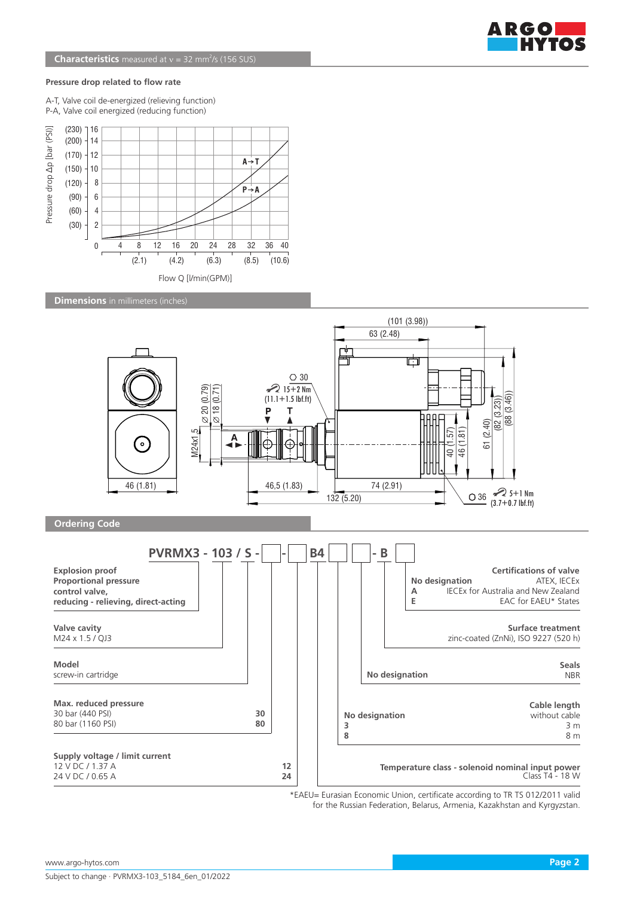## Characteristics measured at ν = 32 mm²/s (156 SUS)

**Pressure drop related to flow rate**

A-T, Valve coil de-energized (relieving function)
P-A, Valve coil energized (reducing function)

Pressure drop Δp [bar (PSI)]

Flow Q [l/min(GPM)]

## Dimensions in millimeters (inches)

## Ordering Code

**PVRMX3 - 103 / S - ☐ - ☐ B4 ☐ ☐ - B ☐**

**Explosion proof Proportional pressure control valve, reducing - relieving, direct-acting**

**Valve cavity**
M24 x 1.5 / QJ3

**Model**
screw-in cartridge

| **Max. reduced pressure** | |
|---|---|
| 30 bar (440 PSI) | **30** |
| 80 bar (1160 PSI) | **80** |

| **Supply voltage / limit current** | |
|---|---|
| 12 V DC / 1.37 A | **12** |
| 24 V DC / 0.65 A | **24** |

| | **Certifications of valve** |
|---|---|
| **No designation** | ATEX, IECEx |
| **A** | IECEx for Australia and New Zealand |
| **E** | EAC for EAEU* States |

**Surface treatment**
zinc-coated (ZnNi), ISO 9227 (520 h)

| | **Seals** |
|---|---|
| **No designation** | NBR |

| | **Cable length** |
|---|---|
| **No designation** | without cable |
| **3** | 3 m |
| **8** | 8 m |

**Temperature class - solenoid nominal input power**
Class T4 - 18 W

*EAEU= Eurasian Economic Union, certificate according to TR TS 012/2011 valid for the Russian Federation, Belarus, Armenia, Kazakhstan and Kyrgyzstan.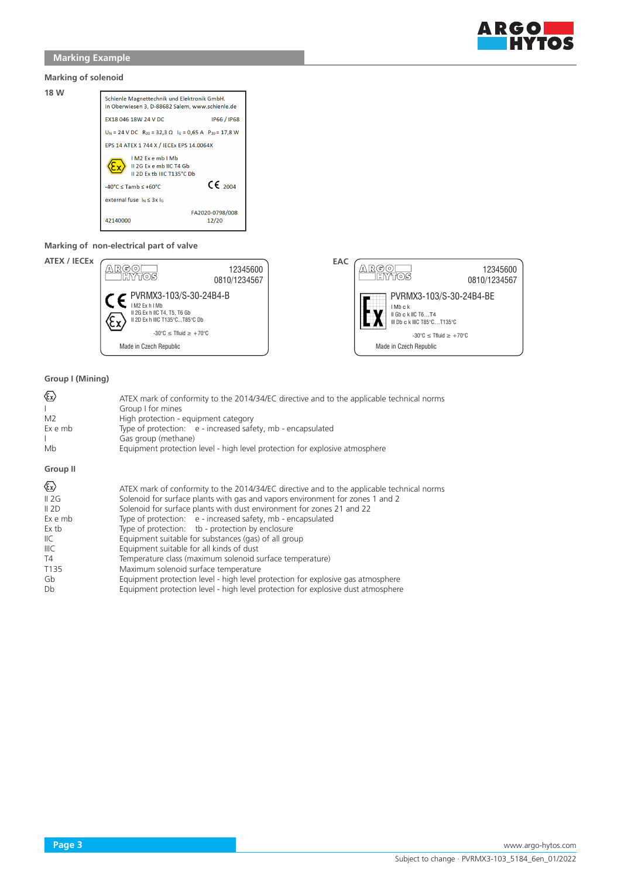## Marking Example

### Marking of solenoid

**18 W**

Schienle Magnettechnik und Elektronik GmbH.
In Oberwiesen 3, D-88682 Salem, www.schienle.de

EX18 046 18W 24 V DC IP66 / IP68

$U_N$ = 24 V DC $R_{20}$ = 32,3 Ω $I_G$ = 0,65 A $P_{20}$ = 17,8 W

EPS 14 ATEX 1 744 X / IECEx EPS 14.0064X

I M2 Ex e mb I Mb
II 2G Ex e mb IIC T4 Gb
II 2D Ex tb IIIC T135°C Db

-40°C ≤ Tamb ≤ +60°C CE 2004

external fuse $I_N$ ≤ 3x $I_G$

FA2020-0798/008
42140000 12/20

### Marking of non-electrical part of valve

**ATEX / IECEx**

ARGO HYTOS 12345600
0810/1234567

CE PVRMX3-103/S-30-24B4-B
I M2 Ex h I Mb
II 2G Ex h IIC T4, T5, T6 Gb
II 2D Ex h IIIC T135°C...T85°C Db

-30°C ≤ Tfluid ≥ +70°C

Made in Czech Republic

**EAC**

ARGO HYTOS 12345600
0810/1234567

PVRMX3-103/S-30-24B4-BE
I Mb c k
II Gb c k IIC T6...T4
III Db c k IIIC T85°C...T135°C

-30°C ≤ Tfluid ≥ +70°C

Made in Czech Republic

### Group I (Mining)

| | |
|---|---|
| Ex | ATEX mark of conformity to the 2014/34/EC directive and to the applicable technical norms |
| I | Group I for mines |
| M2 | High protection - equipment category |
| Ex e mb | Type of protection: e - increased safety, mb - encapsulated |
| I | Gas group (methane) |
| Mb | Equipment protection level - high level protection for explosive atmosphere |

### Group II

| | |
|---|---|
| Ex | ATEX mark of conformity to the 2014/34/EC directive and to the applicable technical norms |
| II 2G | Solenoid for surface plants with gas and vapors environment for zones 1 and 2 |
| II 2D | Solenoid for surface plants with dust environment for zones 21 and 22 |
| Ex e mb | Type of protection: e - increased safety, mb - encapsulated |
| Ex tb | Type of protection: tb - protection by enclosure |
| IIC | Equipment suitable for substances (gas) of all group |
| IIIC | Equipment suitable for all kinds of dust |
| T4 | Temperature class (maximum solenoid surface temperature) |
| T135 | Maximum solenoid surface temperature |
| Gb | Equipment protection level - high level protection for explosive gas atmosphere |
| Db | Equipment protection level - high level protection for explosive dust atmosphere |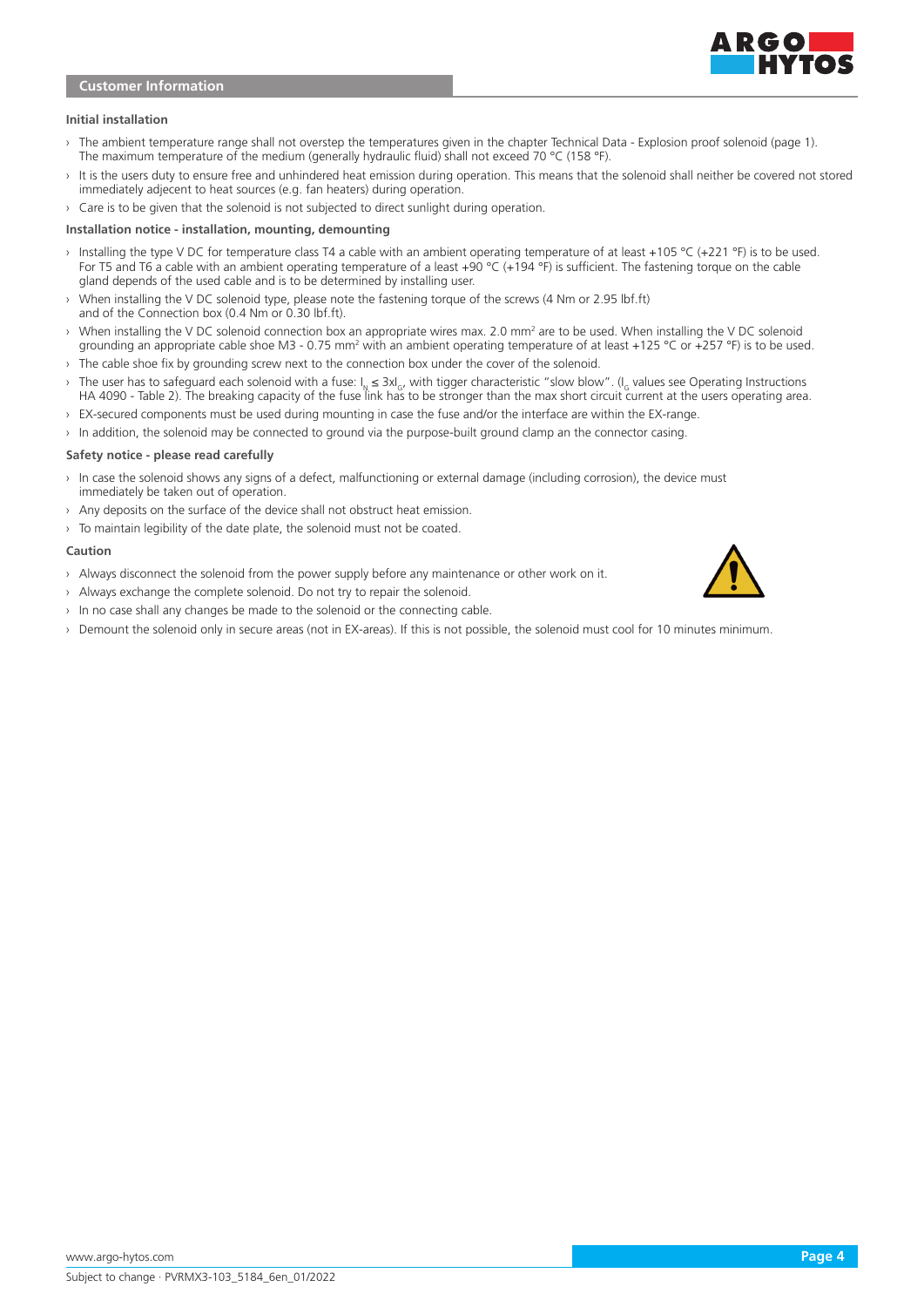## Customer Information

### Initial installation

- The ambient temperature range shall not overstep the temperatures given in the chapter Technical Data - Explosion proof solenoid (page 1). The maximum temperature of the medium (generally hydraulic fluid) shall not exceed 70 °C (158 °F).
- It is the users duty to ensure free and unhindered heat emission during operation. This means that the solenoid shall neither be covered not stored immediately adjecent to heat sources (e.g. fan heaters) during operation.
- Care is to be given that the solenoid is not subjected to direct sunlight during operation.

### Installation notice - installation, mounting, demounting

- Installing the type V DC for temperature class T4 a cable with an ambient operating temperature of at least +105 °C (+221 °F) is to be used. For T5 and T6 a cable with an ambient operating temperature of a least +90 °C (+194 °F) is sufficient. The fastening torque on the cable gland depends of the used cable and is to be determined by installing user.
- When installing the V DC solenoid type, please note the fastening torque of the screws (4 Nm or 2.95 lbf.ft) and of the Connection box (0.4 Nm or 0.30 lbf.ft).
- When installing the V DC solenoid connection box an appropriate wires max. 2.0 mm² are to be used. When installing the V DC solenoid grounding an appropriate cable shoe M3 - 0.75 mm² with an ambient operating temperature of at least +125 °C or +257 °F) is to be used.
- The cable shoe fix by grounding screw next to the connection box under the cover of the solenoid.
- The user has to safeguard each solenoid with a fuse: $I_N \leq 3xI_G$, with tigger characteristic "slow blow". ($I_G$ values see Operating Instructions HA 4090 - Table 2). The breaking capacity of the fuse link has to be stronger than the max short circuit current at the users operating area.
- EX-secured components must be used during mounting in case the fuse and/or the interface are within the EX-range.
- In addition, the solenoid may be connected to ground via the purpose-built ground clamp an the connector casing.

### Safety notice - please read carefully

- In case the solenoid shows any signs of a defect, malfunctioning or external damage (including corrosion), the device must immediately be taken out of operation.
- Any deposits on the surface of the device shall not obstruct heat emission.
- To maintain legibility of the date plate, the solenoid must not be coated.

### Caution

- Always disconnect the solenoid from the power supply before any maintenance or other work on it.
- Always exchange the complete solenoid. Do not try to repair the solenoid.
- In no case shall any changes be made to the solenoid or the connecting cable.
- Demount the solenoid only in secure areas (not in EX-areas). If this is not possible, the solenoid must cool for 10 minutes minimum.

www.argo-hytos.com

Subject to change · PVRMX3-103_5184_6en_01/2022